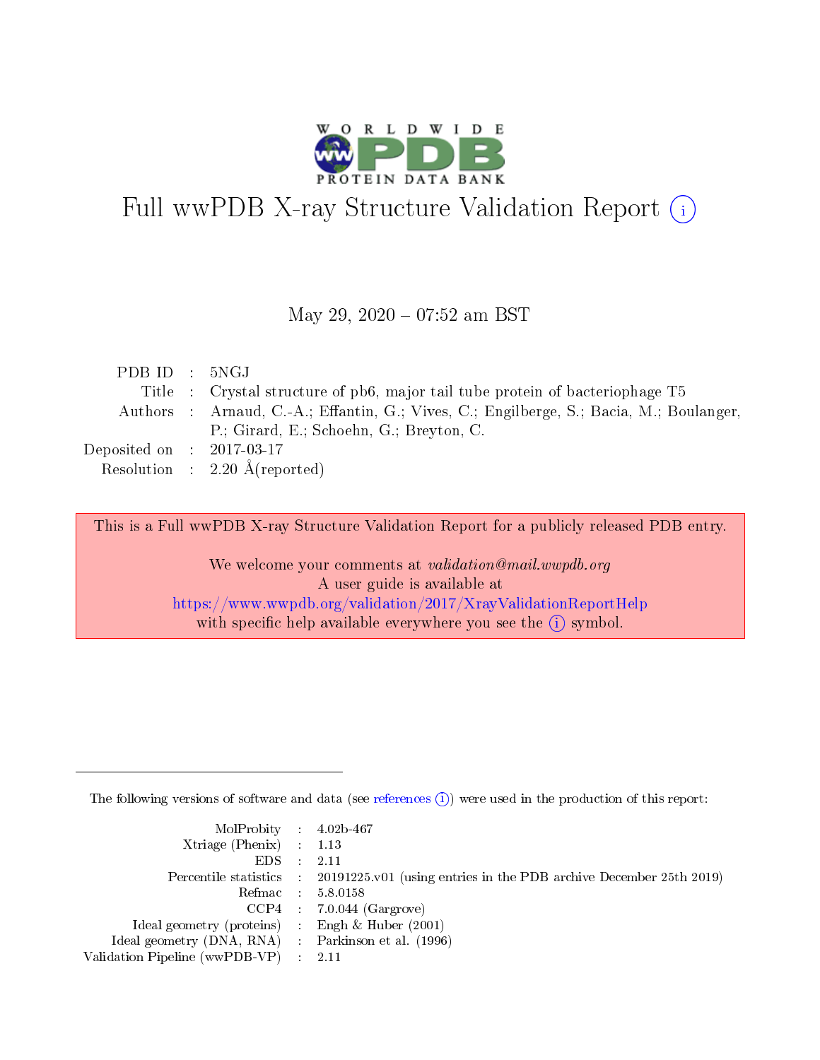# Full wwPDB X-ray Structure Validation Report (i)

May 29, 2020 – 07:52 am BST

| | | |
|---|---|---|
| PDB ID | : | 5NGJ |
| Title | : | Crystal structure of pb6, major tail tube protein of bacteriophage T5 |
| Authors | : | Arnaud, C.-A.; Effantin, G.; Vives, C.; Engilberge, S.; Bacia, M.; Boulanger, P.; Girard, E.; Schoehn, G.; Breyton, C. |
| Deposited on | : | 2017-03-17 |
| Resolution | : | 2.20 Å(reported) |

This is a Full wwPDB X-ray Structure Validation Report for a publicly released PDB entry.

We welcome your comments at *validation@mail.wwpdb.org*
A user guide is available at
https://www.wwpdb.org/validation/2017/XrayValidationReportHelp
with specific help available everywhere you see the (i) symbol.

The following versions of software and data (see references (i)) were used in the production of this report:

| | | |
|---|---|---|
| MolProbity | : | 4.02b-467 |
| Xtriage (Phenix) | : | 1.13 |
| EDS | : | 2.11 |
| Percentile statistics | : | 20191225.v01 (using entries in the PDB archive December 25th 2019) |
| Refmac | : | 5.8.0158 |
| CCP4 | : | 7.0.044 (Gargrove) |
| Ideal geometry (proteins) | : | Engh & Huber (2001) |
| Ideal geometry (DNA, RNA) | : | Parkinson et al. (1996) |
| Validation Pipeline (wwPDB-VP) | : | 2.11 |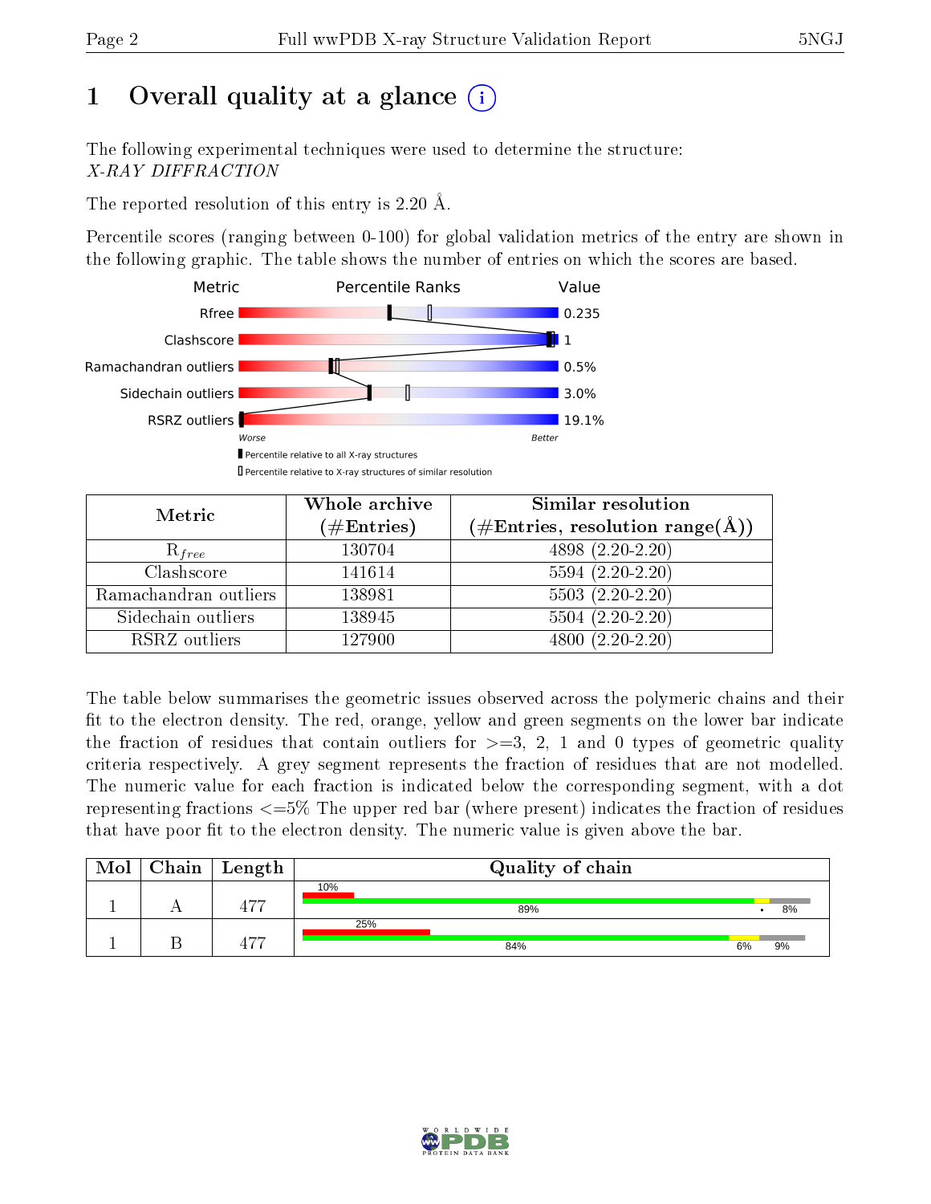# 1 Overall quality at a glance (i)

The following experimental techniques were used to determine the structure:
*X-RAY DIFFRACTION*

The reported resolution of this entry is 2.20 Å.

Percentile scores (ranging between 0-100) for global validation metrics of the entry are shown in the following graphic. The table shows the number of entries on which the scores are based.

| Metric | Value |
|---|---|
| Rfree | 0.235 |
| Clashscore | 1 |
| Ramachandran outliers | 0.5% |
| Sidechain outliers | 3.0% |
| RSRZ outliers | 19.1% |

Worse — Better

▮ Percentile relative to all X-ray structures
▯ Percentile relative to X-ray structures of similar resolution

| Metric | Whole archive (#Entries) | Similar resolution (#Entries, resolution range(Å)) |
|---|---|---|
| $R_{free}$ | 130704 | 4898 (2.20-2.20) |
| Clashscore | 141614 | 5594 (2.20-2.20) |
| Ramachandran outliers | 138981 | 5503 (2.20-2.20) |
| Sidechain outliers | 138945 | 5504 (2.20-2.20) |
| RSRZ outliers | 127900 | 4800 (2.20-2.20) |

The table below summarises the geometric issues observed across the polymeric chains and their fit to the electron density. The red, orange, yellow and green segments on the lower bar indicate the fraction of residues that contain outliers for >=3, 2, 1 and 0 types of geometric quality criteria respectively. A grey segment represents the fraction of residues that are not modelled. The numeric value for each fraction is indicated below the corresponding segment, with a dot representing fractions <=5% The upper red bar (where present) indicates the fraction of residues that have poor fit to the electron density. The numeric value is given above the bar.

| Mol | Chain | Length | Quality of chain |
|---|---|---|---|
| 1 | A | 477 | 10% (poor fit); 89%, •, 8% |
| 1 | B | 477 | 25% (poor fit); 84%, 6%, 9% |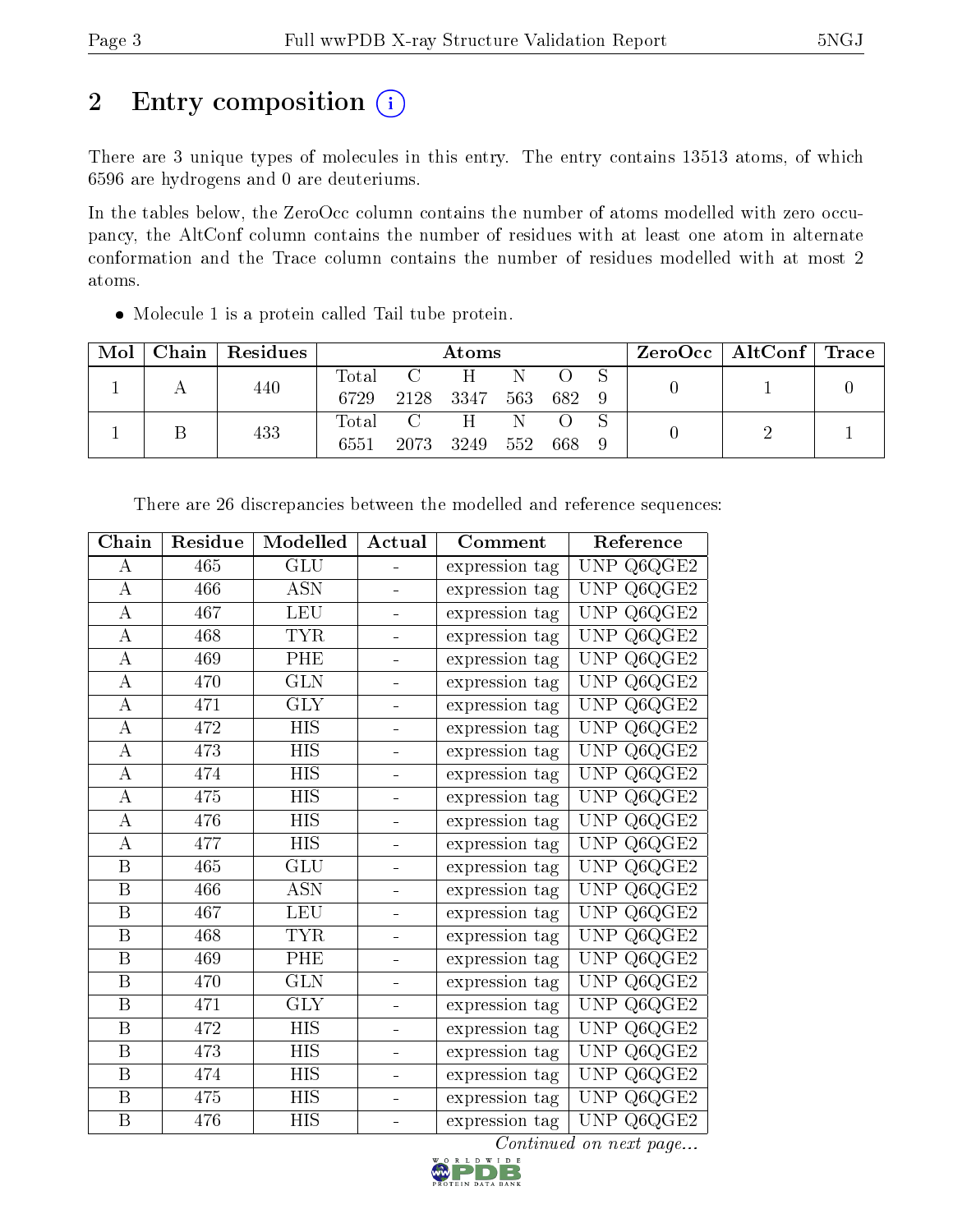## 2 Entry composition

There are 3 unique types of molecules in this entry. The entry contains 13513 atoms, of which 6596 are hydrogens and 0 are deuteriums.

In the tables below, the ZeroOcc column contains the number of atoms modelled with zero occupancy, the AltConf column contains the number of residues with at least one atom in alternate conformation and the Trace column contains the number of residues modelled with at most 2 atoms.

- Molecule 1 is a protein called Tail tube protein.

| Mol | Chain | Residues | Atoms | | | | | | ZeroOcc | AltConf | Trace |
|---|---|---|---|---|---|---|---|---|---|---|---|
| 1 | A | 440 | Total 6729 | C 2128 | H 3347 | N 563 | O 682 | S 9 | 0 | 1 | 0 |
| 1 | B | 433 | Total 6551 | C 2073 | H 3249 | N 552 | O 668 | S 9 | 0 | 2 | 1 |

There are 26 discrepancies between the modelled and reference sequences:

| Chain | Residue | Modelled | Actual | Comment | Reference |
|---|---|---|---|---|---|
| A | 465 | GLU | - | expression tag | UNP Q6QGE2 |
| A | 466 | ASN | - | expression tag | UNP Q6QGE2 |
| A | 467 | LEU | - | expression tag | UNP Q6QGE2 |
| A | 468 | TYR | - | expression tag | UNP Q6QGE2 |
| A | 469 | PHE | - | expression tag | UNP Q6QGE2 |
| A | 470 | GLN | - | expression tag | UNP Q6QGE2 |
| A | 471 | GLY | - | expression tag | UNP Q6QGE2 |
| A | 472 | HIS | - | expression tag | UNP Q6QGE2 |
| A | 473 | HIS | - | expression tag | UNP Q6QGE2 |
| A | 474 | HIS | - | expression tag | UNP Q6QGE2 |
| A | 475 | HIS | - | expression tag | UNP Q6QGE2 |
| A | 476 | HIS | - | expression tag | UNP Q6QGE2 |
| A | 477 | HIS | - | expression tag | UNP Q6QGE2 |
| B | 465 | GLU | - | expression tag | UNP Q6QGE2 |
| B | 466 | ASN | - | expression tag | UNP Q6QGE2 |
| B | 467 | LEU | - | expression tag | UNP Q6QGE2 |
| B | 468 | TYR | - | expression tag | UNP Q6QGE2 |
| B | 469 | PHE | - | expression tag | UNP Q6QGE2 |
| B | 470 | GLN | - | expression tag | UNP Q6QGE2 |
| B | 471 | GLY | - | expression tag | UNP Q6QGE2 |
| B | 472 | HIS | - | expression tag | UNP Q6QGE2 |
| B | 473 | HIS | - | expression tag | UNP Q6QGE2 |
| B | 474 | HIS | - | expression tag | UNP Q6QGE2 |
| B | 475 | HIS | - | expression tag | UNP Q6QGE2 |
| B | 476 | HIS | - | expression tag | UNP Q6QGE2 |

*Continued on next page...*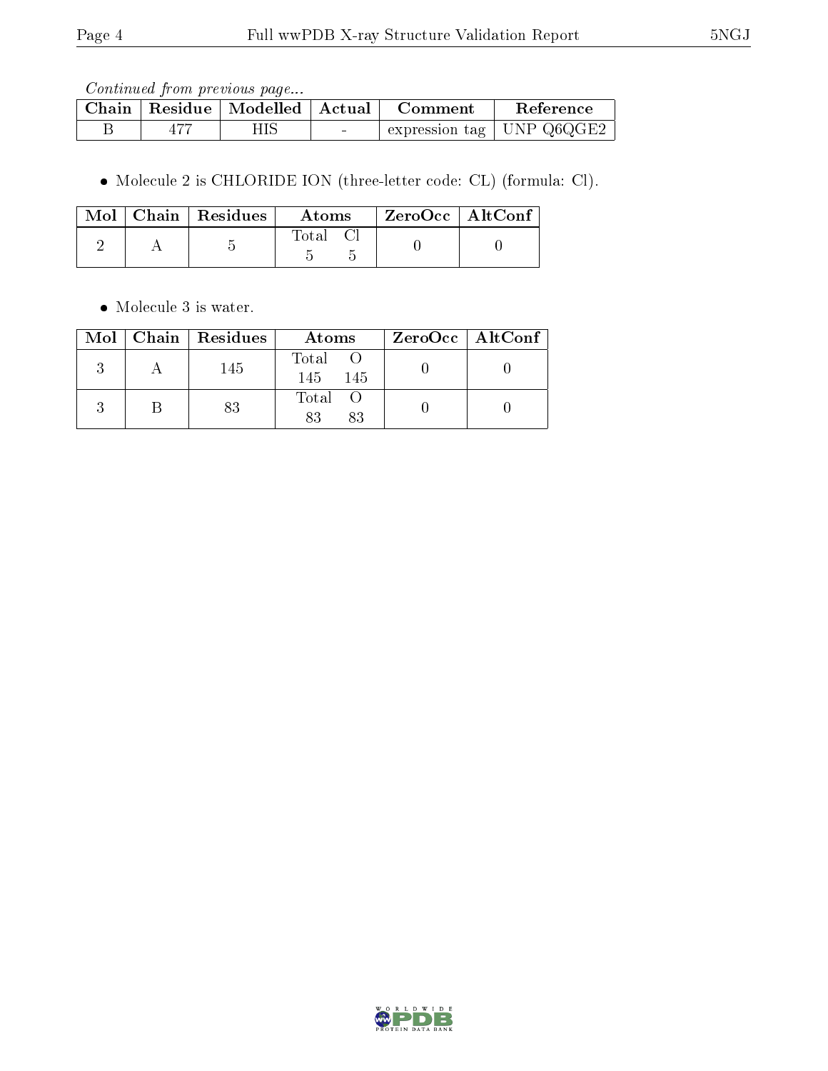*Continued from previous page...*

| Chain | Residue | Modelled | Actual | Comment | Reference |
|---|---|---|---|---|---|
| B | 477 | HIS | - | expression tag | UNP Q6QGE2 |

- Molecule 2 is CHLORIDE ION (three-letter code: CL) (formula: Cl).

| Mol | Chain | Residues | Atoms | ZeroOcc | AltConf |
|---|---|---|---|---|---|
| 2 | A | 5 | Total Cl<br>5 5 | 0 | 0 |

- Molecule 3 is water.

| Mol | Chain | Residues | Atoms | ZeroOcc | AltConf |
|---|---|---|---|---|---|
| 3 | A | 145 | Total O<br>145 145 | 0 | 0 |
| 3 | B | 83 | Total O<br>83 83 | 0 | 0 |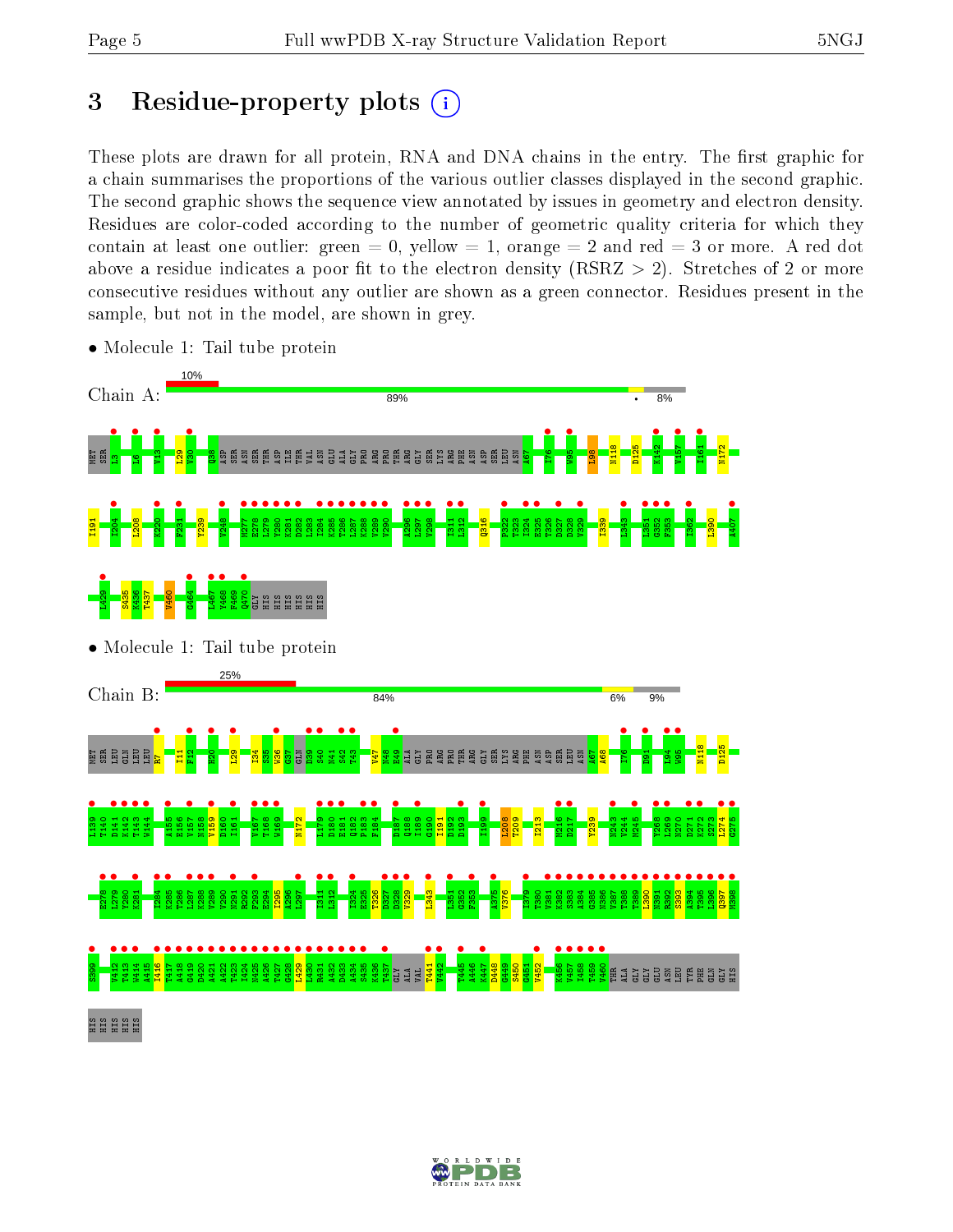# 3 Residue-property plots

These plots are drawn for all protein, RNA and DNA chains in the entry. The first graphic for a chain summarises the proportions of the various outlier classes displayed in the second graphic. The second graphic shows the sequence view annotated by issues in geometry and electron density. Residues are color-coded according to the number of geometric quality criteria for which they contain at least one outlier: green = 0, yellow = 1, orange = 2 and red = 3 or more. A red dot above a residue indicates a poor fit to the electron density (RSRZ > 2). Stretches of 2 or more consecutive residues without any outlier are shown as a green connector. Residues present in the sample, but not in the model, are shown in grey.

- Molecule 1: Tail tube protein

Chain A: 10% | 89% | • | 8%

- Molecule 1: Tail tube protein

Chain B: 25% | 84% | 6% | 9%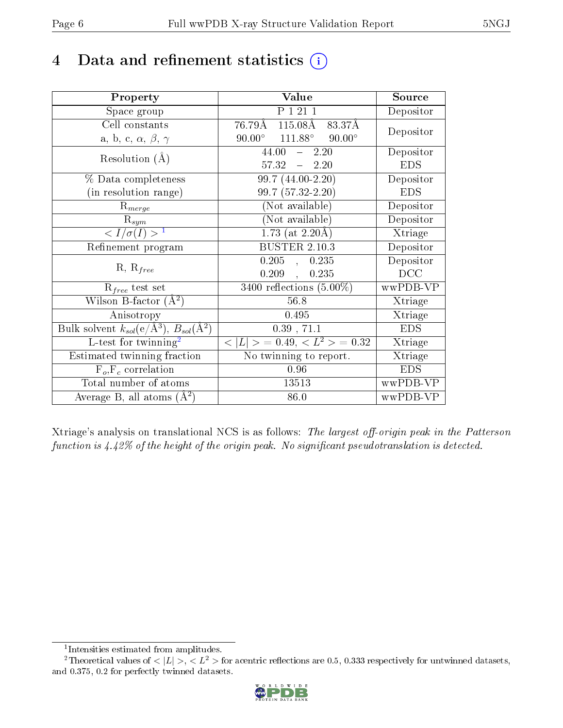# 4 Data and refinement statistics

| Property | Value | Source |
|---|---|---|
| Space group | P 1 21 1 | Depositor |
| Cell constants<br>a, b, c, $\alpha$, $\beta$, $\gamma$ | 76.79Å 115.08Å 83.37Å<br>90.00° 111.88° 90.00° | Depositor |
| Resolution (Å) | 44.00 – 2.20<br>57.32 – 2.20 | Depositor<br>EDS |
| % Data completeness<br>(in resolution range) | 99.7 (44.00-2.20)<br>99.7 (57.32-2.20) | Depositor<br>EDS |
| $R_{merge}$ | (Not available) | Depositor |
| $R_{sym}$ | (Not available) | Depositor |
| $< I/\sigma(I) >$ [1] | 1.73 (at 2.20Å) | Xtriage |
| Refinement program | BUSTER 2.10.3 | Depositor |
| R, $R_{free}$ | 0.205 , 0.235<br>0.209 , 0.235 | Depositor<br>DCC |
| $R_{free}$ test set | 3400 reflections (5.00%) | wwPDB-VP |
| Wilson B-factor (Å$^2$) | 56.8 | Xtriage |
| Anisotropy | 0.495 | Xtriage |
| Bulk solvent $k_{sol}$(e/Å$^3$), $B_{sol}$(Å$^2$) | 0.39 , 71.1 | EDS |
| L-test for twinning[2] | $< \|L\| >$ = 0.49, $< L^2 >$ = 0.32 | Xtriage |
| Estimated twinning fraction | No twinning to report. | Xtriage |
| $F_o$,$F_c$ correlation | 0.96 | EDS |
| Total number of atoms | 13513 | wwPDB-VP |
| Average B, all atoms (Å$^2$) | 86.0 | wwPDB-VP |

Xtriage's analysis on translational NCS is as follows: *The largest off-origin peak in the Patterson function is 4.42% of the height of the origin peak. No significant pseudotranslation is detected.*

[1] Intensities estimated from amplitudes.

[2] Theoretical values of $< |L| >$, $< L^2 >$ for acentric reflections are 0.5, 0.333 respectively for untwinned datasets, and 0.375, 0.2 for perfectly twinned datasets.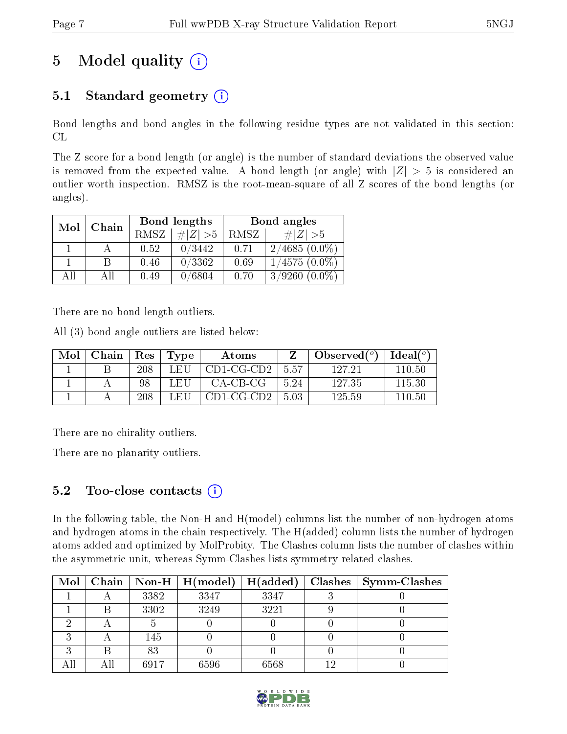# 5 Model quality

## 5.1 Standard geometry

Bond lengths and bond angles in the following residue types are not validated in this section: CL

The Z score for a bond length (or angle) is the number of standard deviations the observed value is removed from the expected value. A bond length (or angle) with $|Z| > 5$ is considered an outlier worth inspection. RMSZ is the root-mean-square of all Z scores of the bond lengths (or angles).

| Mol | Chain | Bond lengths | | Bond angles | |
|---|---|---|---|---|---|
| | | RMSZ | #\|Z\| >5 | RMSZ | #\|Z\| >5 |
| 1 | A | 0.52 | 0/3442 | 0.71 | 2/4685 (0.0%) |
| 1 | B | 0.46 | 0/3362 | 0.69 | 1/4575 (0.0%) |
| All | All | 0.49 | 0/6804 | 0.70 | 3/9260 (0.0%) |

There are no bond length outliers.

All (3) bond angle outliers are listed below:

| Mol | Chain | Res | Type | Atoms | Z | Observed(°) | Ideal(°) |
|---|---|---|---|---|---|---|---|
| 1 | B | 208 | LEU | CD1-CG-CD2 | 5.57 | 127.21 | 110.50 |
| 1 | A | 98 | LEU | CA-CB-CG | 5.24 | 127.35 | 115.30 |
| 1 | A | 208 | LEU | CD1-CG-CD2 | 5.03 | 125.59 | 110.50 |

There are no chirality outliers.

There are no planarity outliers.

## 5.2 Too-close contacts

In the following table, the Non-H and H(model) columns list the number of non-hydrogen atoms and hydrogen atoms in the chain respectively. The H(added) column lists the number of hydrogen atoms added and optimized by MolProbity. The Clashes column lists the number of clashes within the asymmetric unit, whereas Symm-Clashes lists symmetry related clashes.

| Mol | Chain | Non-H | H(model) | H(added) | Clashes | Symm-Clashes |
|---|---|---|---|---|---|---|
| 1 | A | 3382 | 3347 | 3347 | 3 | 0 |
| 1 | B | 3302 | 3249 | 3221 | 9 | 0 |
| 2 | A | 5 | 0 | 0 | 0 | 0 |
| 3 | A | 145 | 0 | 0 | 0 | 0 |
| 3 | B | 83 | 0 | 0 | 0 | 0 |
| All | All | 6917 | 6596 | 6568 | 12 | 0 |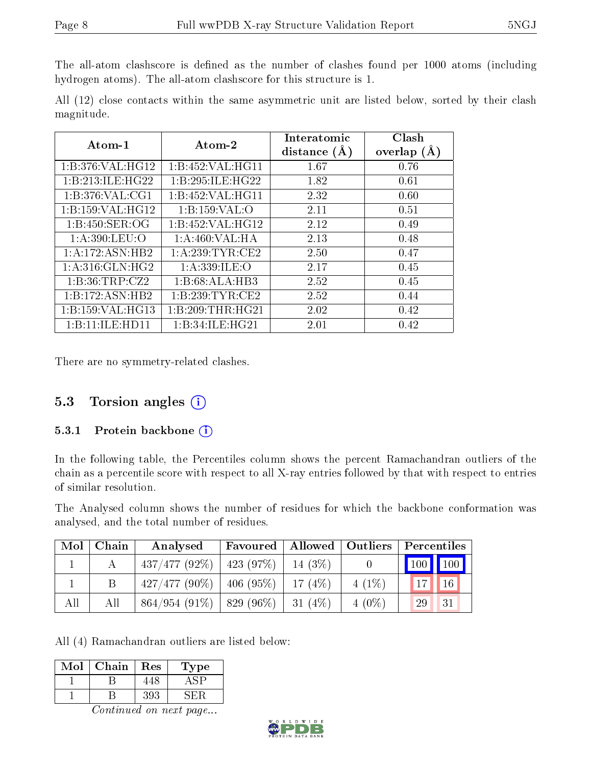The all-atom clashscore is defined as the number of clashes found per 1000 atoms (including hydrogen atoms). The all-atom clashscore for this structure is 1.

All (12) close contacts within the same asymmetric unit are listed below, sorted by their clash magnitude.

| Atom-1 | Atom-2 | Interatomic distance (Å) | Clash overlap (Å) |
|---|---|---|---|
| 1:B:376:VAL:HG12 | 1:B:452:VAL:HG11 | 1.67 | 0.76 |
| 1:B:213:ILE:HG22 | 1:B:295:ILE:HG22 | 1.82 | 0.61 |
| 1:B:376:VAL:CG1 | 1:B:452:VAL:HG11 | 2.32 | 0.60 |
| 1:B:159:VAL:HG12 | 1:B:159:VAL:O | 2.11 | 0.51 |
| 1:B:450:SER:OG | 1:B:452:VAL:HG12 | 2.12 | 0.49 |
| 1:A:390:LEU:O | 1:A:460:VAL:HA | 2.13 | 0.48 |
| 1:A:172:ASN:HB2 | 1:A:239:TYR:CE2 | 2.50 | 0.47 |
| 1:A:316:GLN:HG2 | 1:A:339:ILE:O | 2.17 | 0.45 |
| 1:B:36:TRP:CZ2 | 1:B:68:ALA:HB3 | 2.52 | 0.45 |
| 1:B:172:ASN:HB2 | 1:B:239:TYR:CE2 | 2.52 | 0.44 |
| 1:B:159:VAL:HG13 | 1:B:209:THR:HG21 | 2.02 | 0.42 |
| 1:B:11:ILE:HD11 | 1:B:34:ILE:HG21 | 2.01 | 0.42 |

There are no symmetry-related clashes.

## 5.3 Torsion angles

### 5.3.1 Protein backbone

In the following table, the Percentiles column shows the percent Ramachandran outliers of the chain as a percentile score with respect to all X-ray entries followed by that with respect to entries of similar resolution.

The Analysed column shows the number of residues for which the backbone conformation was analysed, and the total number of residues.

| Mol | Chain | Analysed | Favoured | Allowed | Outliers | Percentiles | |
|---|---|---|---|---|---|---|---|
| 1 | A | 437/477 (92%) | 423 (97%) | 14 (3%) | 0 | 100 | 100 |
| 1 | B | 427/477 (90%) | 406 (95%) | 17 (4%) | 4 (1%) | 17 | 16 |
| All | All | 864/954 (91%) | 829 (96%) | 31 (4%) | 4 (0%) | 29 | 31 |

All (4) Ramachandran outliers are listed below:

| Mol | Chain | Res | Type |
|---|---|---|---|
| 1 | B | 448 | ASP |
| 1 | B | 393 | SER |

*Continued on next page...*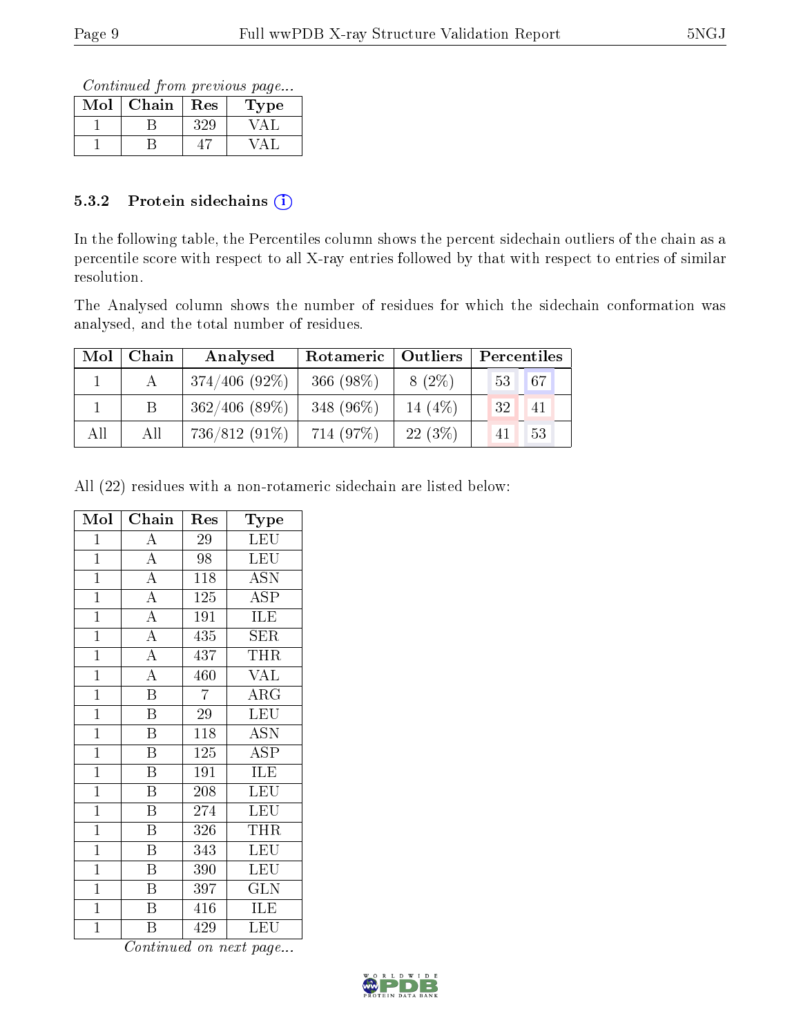*Continued from previous page...*

| Mol | Chain | Res | Type |
|---|---|---|---|
| 1 | B | 329 | VAL |
| 1 | B | 47 | VAL |

### 5.3.2 Protein sidechains (i)

In the following table, the Percentiles column shows the percent sidechain outliers of the chain as a percentile score with respect to all X-ray entries followed by that with respect to entries of similar resolution.

The Analysed column shows the number of residues for which the sidechain conformation was analysed, and the total number of residues.

| Mol | Chain | Analysed | Rotameric | Outliers | Percentiles | |
|---|---|---|---|---|---|---|
| 1 | A | 374/406 (92%) | 366 (98%) | 8 (2%) | 53 | 67 |
| 1 | B | 362/406 (89%) | 348 (96%) | 14 (4%) | 32 | 41 |
| All | All | 736/812 (91%) | 714 (97%) | 22 (3%) | 41 | 53 |

All (22) residues with a non-rotameric sidechain are listed below:

| Mol | Chain | Res | Type |
|---|---|---|---|
| 1 | A | 29 | LEU |
| 1 | A | 98 | LEU |
| 1 | A | 118 | ASN |
| 1 | A | 125 | ASP |
| 1 | A | 191 | ILE |
| 1 | A | 435 | SER |
| 1 | A | 437 | THR |
| 1 | A | 460 | VAL |
| 1 | B | 7 | ARG |
| 1 | B | 29 | LEU |
| 1 | B | 118 | ASN |
| 1 | B | 125 | ASP |
| 1 | B | 191 | ILE |
| 1 | B | 208 | LEU |
| 1 | B | 274 | LEU |
| 1 | B | 326 | THR |
| 1 | B | 343 | LEU |
| 1 | B | 390 | LEU |
| 1 | B | 397 | GLN |
| 1 | B | 416 | ILE |
| 1 | B | 429 | LEU |

*Continued on next page...*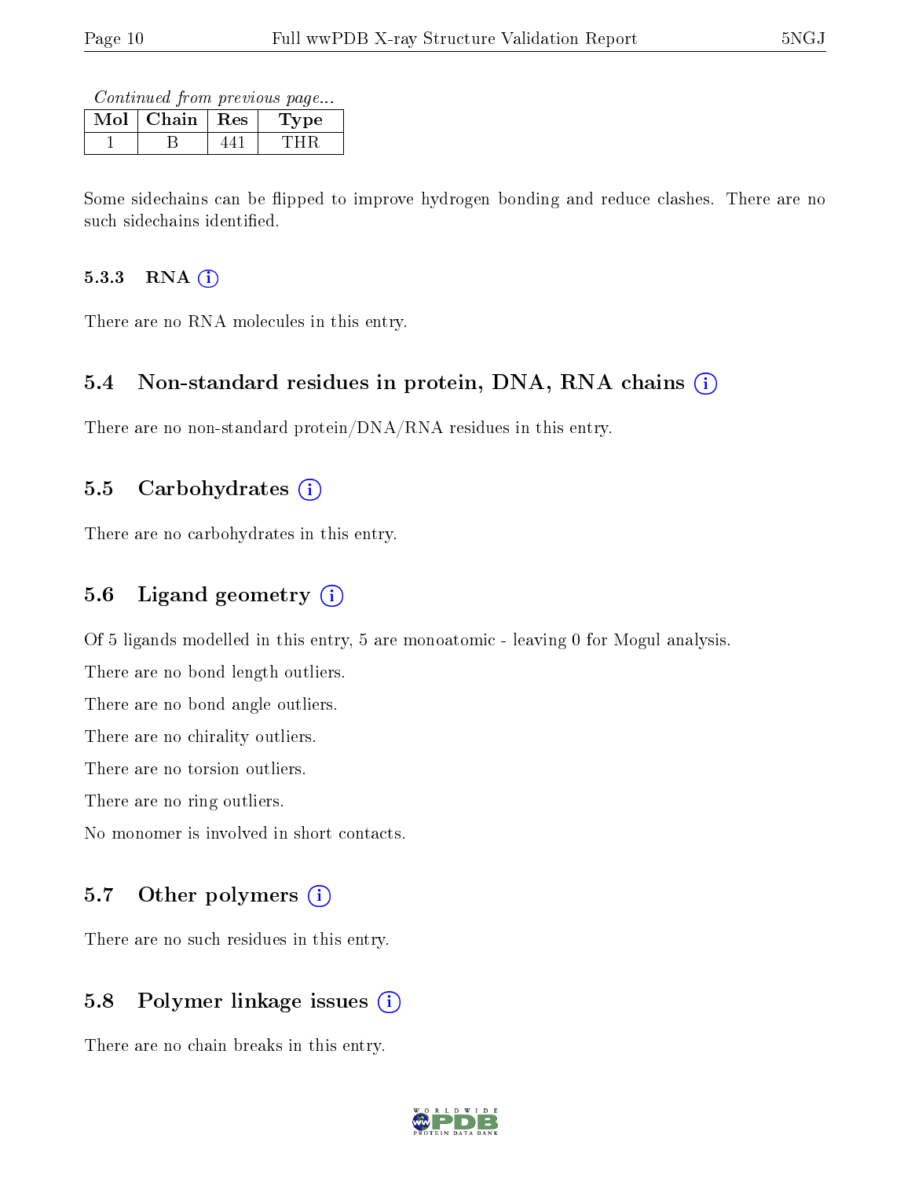*Continued from previous page...*

| Mol | Chain | Res | Type |
|---|---|---|---|
| 1 | B | 441 | THR |

Some sidechains can be flipped to improve hydrogen bonding and reduce clashes. There are no such sidechains identified.

#### 5.3.3 RNA

There are no RNA molecules in this entry.

### 5.4 Non-standard residues in protein, DNA, RNA chains

There are no non-standard protein/DNA/RNA residues in this entry.

### 5.5 Carbohydrates

There are no carbohydrates in this entry.

### 5.6 Ligand geometry

Of 5 ligands modelled in this entry, 5 are monoatomic - leaving 0 for Mogul analysis.

There are no bond length outliers.

There are no bond angle outliers.

There are no chirality outliers.

There are no torsion outliers.

There are no ring outliers.

No monomer is involved in short contacts.

### 5.7 Other polymers

There are no such residues in this entry.

### 5.8 Polymer linkage issues

There are no chain breaks in this entry.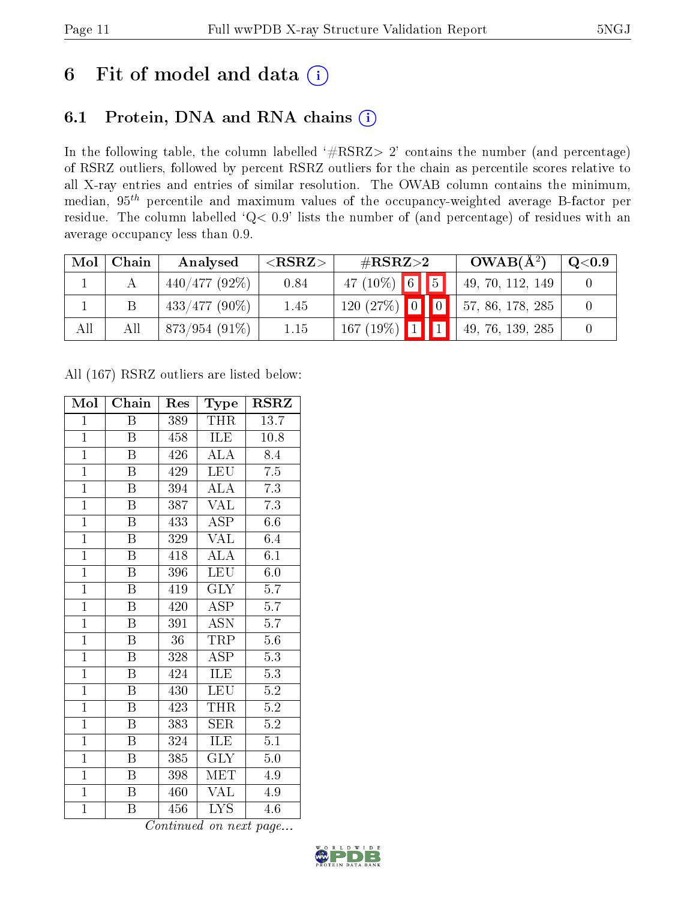# 6 Fit of model and data

## 6.1 Protein, DNA and RNA chains

In the following table, the column labelled '#RSRZ> 2' contains the number (and percentage) of RSRZ outliers, followed by percent RSRZ outliers for the chain as percentile scores relative to all X-ray entries and entries of similar resolution. The OWAB column contains the minimum, median, $95^{th}$ percentile and maximum values of the occupancy-weighted average B-factor per residue. The column labelled 'Q< 0.9' lists the number of (and percentage) of residues with an average occupancy less than 0.9.

| Mol | Chain | Analysed | <RSRZ> | #RSRZ>2 | | | OWAB(Å$^2$) | Q<0.9 |
|---|---|---|---|---|---|---|---|---|
| 1 | A | 440/477 (92%) | 0.84 | 47 (10%) | 6 | 5 | 49, 70, 112, 149 | 0 |
| 1 | B | 433/477 (90%) | 1.45 | 120 (27%) | 0 | 0 | 57, 86, 178, 285 | 0 |
| All | All | 873/954 (91%) | 1.15 | 167 (19%) | 1 | 1 | 49, 76, 139, 285 | 0 |

All (167) RSRZ outliers are listed below:

| Mol | Chain | Res | Type | RSRZ |
|---|---|---|---|---|
| 1 | B | 389 | THR | 13.7 |
| 1 | B | 458 | ILE | 10.8 |
| 1 | B | 426 | ALA | 8.4 |
| 1 | B | 429 | LEU | 7.5 |
| 1 | B | 394 | ALA | 7.3 |
| 1 | B | 387 | VAL | 7.3 |
| 1 | B | 433 | ASP | 6.6 |
| 1 | B | 329 | VAL | 6.4 |
| 1 | B | 418 | ALA | 6.1 |
| 1 | B | 396 | LEU | 6.0 |
| 1 | B | 419 | GLY | 5.7 |
| 1 | B | 420 | ASP | 5.7 |
| 1 | B | 391 | ASN | 5.7 |
| 1 | B | 36 | TRP | 5.6 |
| 1 | B | 328 | ASP | 5.3 |
| 1 | B | 424 | ILE | 5.3 |
| 1 | B | 430 | LEU | 5.2 |
| 1 | B | 423 | THR | 5.2 |
| 1 | B | 383 | SER | 5.2 |
| 1 | B | 324 | ILE | 5.1 |
| 1 | B | 385 | GLY | 5.0 |
| 1 | B | 398 | MET | 4.9 |
| 1 | B | 460 | VAL | 4.9 |
| 1 | B | 456 | LYS | 4.6 |

*Continued on next page...*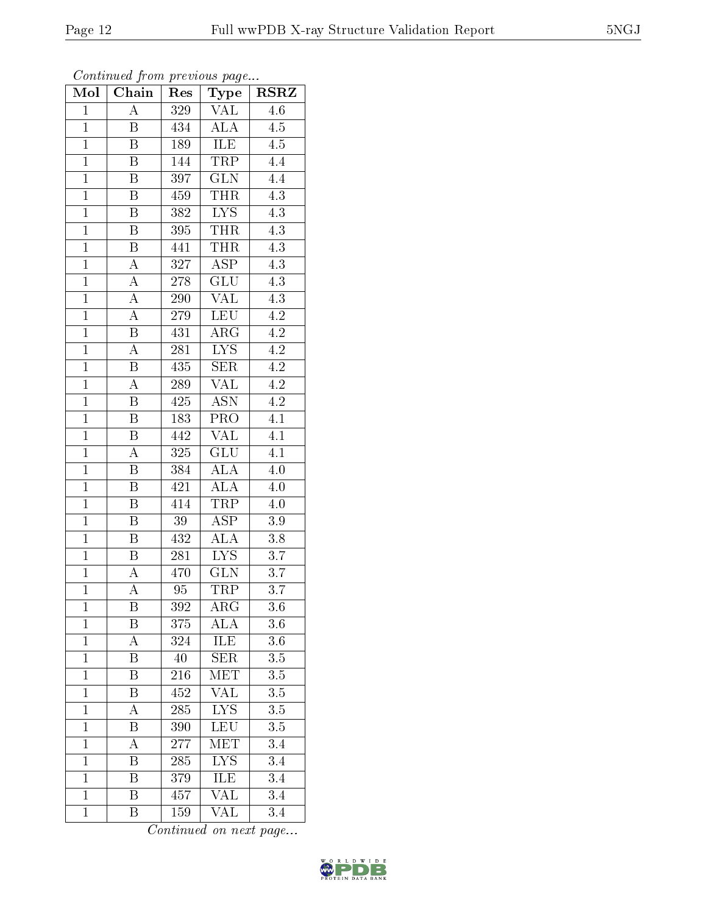*Continued from previous page...*

| Mol | Chain | Res | Type | RSRZ |
|---|---|---|---|---|
| 1 | A | 329 | VAL | 4.6 |
| 1 | B | 434 | ALA | 4.5 |
| 1 | B | 189 | ILE | 4.5 |
| 1 | B | 144 | TRP | 4.4 |
| 1 | B | 397 | GLN | 4.4 |
| 1 | B | 459 | THR | 4.3 |
| 1 | B | 382 | LYS | 4.3 |
| 1 | B | 395 | THR | 4.3 |
| 1 | B | 441 | THR | 4.3 |
| 1 | A | 327 | ASP | 4.3 |
| 1 | A | 278 | GLU | 4.3 |
| 1 | A | 290 | VAL | 4.3 |
| 1 | A | 279 | LEU | 4.2 |
| 1 | B | 431 | ARG | 4.2 |
| 1 | A | 281 | LYS | 4.2 |
| 1 | B | 435 | SER | 4.2 |
| 1 | A | 289 | VAL | 4.2 |
| 1 | B | 425 | ASN | 4.2 |
| 1 | B | 183 | PRO | 4.1 |
| 1 | B | 442 | VAL | 4.1 |
| 1 | A | 325 | GLU | 4.1 |
| 1 | B | 384 | ALA | 4.0 |
| 1 | B | 421 | ALA | 4.0 |
| 1 | B | 414 | TRP | 4.0 |
| 1 | B | 39 | ASP | 3.9 |
| 1 | B | 432 | ALA | 3.8 |
| 1 | B | 281 | LYS | 3.7 |
| 1 | A | 470 | GLN | 3.7 |
| 1 | A | 95 | TRP | 3.7 |
| 1 | B | 392 | ARG | 3.6 |
| 1 | B | 375 | ALA | 3.6 |
| 1 | A | 324 | ILE | 3.6 |
| 1 | B | 40 | SER | 3.5 |
| 1 | B | 216 | MET | 3.5 |
| 1 | B | 452 | VAL | 3.5 |
| 1 | A | 285 | LYS | 3.5 |
| 1 | B | 390 | LEU | 3.5 |
| 1 | A | 277 | MET | 3.4 |
| 1 | B | 285 | LYS | 3.4 |
| 1 | B | 379 | ILE | 3.4 |
| 1 | B | 457 | VAL | 3.4 |
| 1 | B | 159 | VAL | 3.4 |

*Continued on next page...*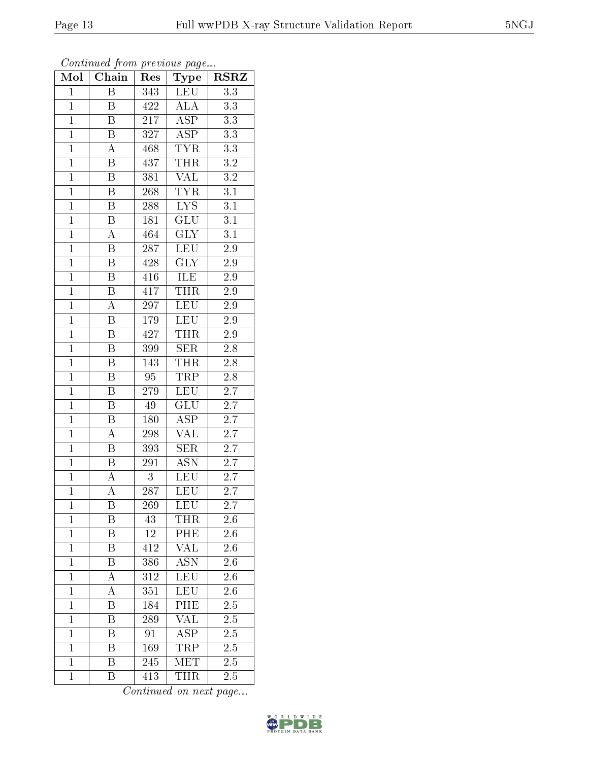*Continued from previous page...*

| Mol | Chain | Res | Type | RSRZ |
|---|---|---|---|---|
| 1 | B | 343 | LEU | 3.3 |
| 1 | B | 422 | ALA | 3.3 |
| 1 | B | 217 | ASP | 3.3 |
| 1 | B | 327 | ASP | 3.3 |
| 1 | A | 468 | TYR | 3.3 |
| 1 | B | 437 | THR | 3.2 |
| 1 | B | 381 | VAL | 3.2 |
| 1 | B | 268 | TYR | 3.1 |
| 1 | B | 288 | LYS | 3.1 |
| 1 | B | 181 | GLU | 3.1 |
| 1 | A | 464 | GLY | 3.1 |
| 1 | B | 287 | LEU | 2.9 |
| 1 | B | 428 | GLY | 2.9 |
| 1 | B | 416 | ILE | 2.9 |
| 1 | B | 417 | THR | 2.9 |
| 1 | A | 297 | LEU | 2.9 |
| 1 | B | 179 | LEU | 2.9 |
| 1 | B | 427 | THR | 2.9 |
| 1 | B | 399 | SER | 2.8 |
| 1 | B | 143 | THR | 2.8 |
| 1 | B | 95 | TRP | 2.8 |
| 1 | B | 279 | LEU | 2.7 |
| 1 | B | 49 | GLU | 2.7 |
| 1 | B | 180 | ASP | 2.7 |
| 1 | A | 298 | VAL | 2.7 |
| 1 | B | 393 | SER | 2.7 |
| 1 | B | 291 | ASN | 2.7 |
| 1 | A | 3 | LEU | 2.7 |
| 1 | A | 287 | LEU | 2.7 |
| 1 | B | 269 | LEU | 2.7 |
| 1 | B | 43 | THR | 2.6 |
| 1 | B | 12 | PHE | 2.6 |
| 1 | B | 412 | VAL | 2.6 |
| 1 | B | 386 | ASN | 2.6 |
| 1 | A | 312 | LEU | 2.6 |
| 1 | A | 351 | LEU | 2.6 |
| 1 | B | 184 | PHE | 2.5 |
| 1 | B | 289 | VAL | 2.5 |
| 1 | B | 91 | ASP | 2.5 |
| 1 | B | 169 | TRP | 2.5 |
| 1 | B | 245 | MET | 2.5 |
| 1 | B | 413 | THR | 2.5 |

*Continued on next page...*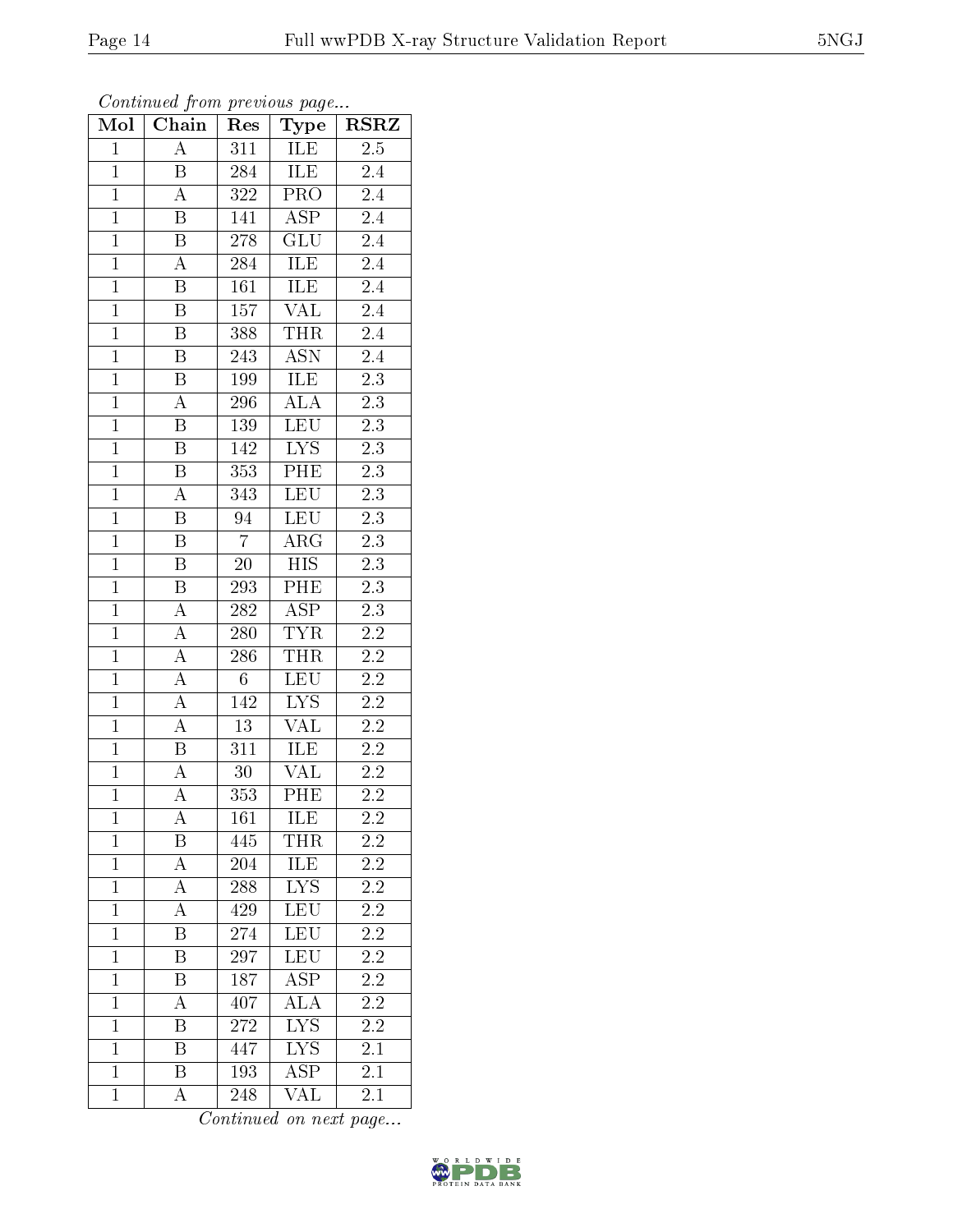*Continued from previous page...*

| Mol | Chain | Res | Type | RSRZ |
|---|---|---|---|---|
| 1 | A | 311 | ILE | 2.5 |
| 1 | B | 284 | ILE | 2.4 |
| 1 | A | 322 | PRO | 2.4 |
| 1 | B | 141 | ASP | 2.4 |
| 1 | B | 278 | GLU | 2.4 |
| 1 | A | 284 | ILE | 2.4 |
| 1 | B | 161 | ILE | 2.4 |
| 1 | B | 157 | VAL | 2.4 |
| 1 | B | 388 | THR | 2.4 |
| 1 | B | 243 | ASN | 2.4 |
| 1 | B | 199 | ILE | 2.3 |
| 1 | A | 296 | ALA | 2.3 |
| 1 | B | 139 | LEU | 2.3 |
| 1 | B | 142 | LYS | 2.3 |
| 1 | B | 353 | PHE | 2.3 |
| 1 | A | 343 | LEU | 2.3 |
| 1 | B | 94 | LEU | 2.3 |
| 1 | B | 7 | ARG | 2.3 |
| 1 | B | 20 | HIS | 2.3 |
| 1 | B | 293 | PHE | 2.3 |
| 1 | A | 282 | ASP | 2.3 |
| 1 | A | 280 | TYR | 2.2 |
| 1 | A | 286 | THR | 2.2 |
| 1 | A | 6 | LEU | 2.2 |
| 1 | A | 142 | LYS | 2.2 |
| 1 | A | 13 | VAL | 2.2 |
| 1 | B | 311 | ILE | 2.2 |
| 1 | A | 30 | VAL | 2.2 |
| 1 | A | 353 | PHE | 2.2 |
| 1 | A | 161 | ILE | 2.2 |
| 1 | B | 445 | THR | 2.2 |
| 1 | A | 204 | ILE | 2.2 |
| 1 | A | 288 | LYS | 2.2 |
| 1 | A | 429 | LEU | 2.2 |
| 1 | B | 274 | LEU | 2.2 |
| 1 | B | 297 | LEU | 2.2 |
| 1 | B | 187 | ASP | 2.2 |
| 1 | A | 407 | ALA | 2.2 |
| 1 | B | 272 | LYS | 2.2 |
| 1 | B | 447 | LYS | 2.1 |
| 1 | B | 193 | ASP | 2.1 |
| 1 | A | 248 | VAL | 2.1 |

*Continued on next page...*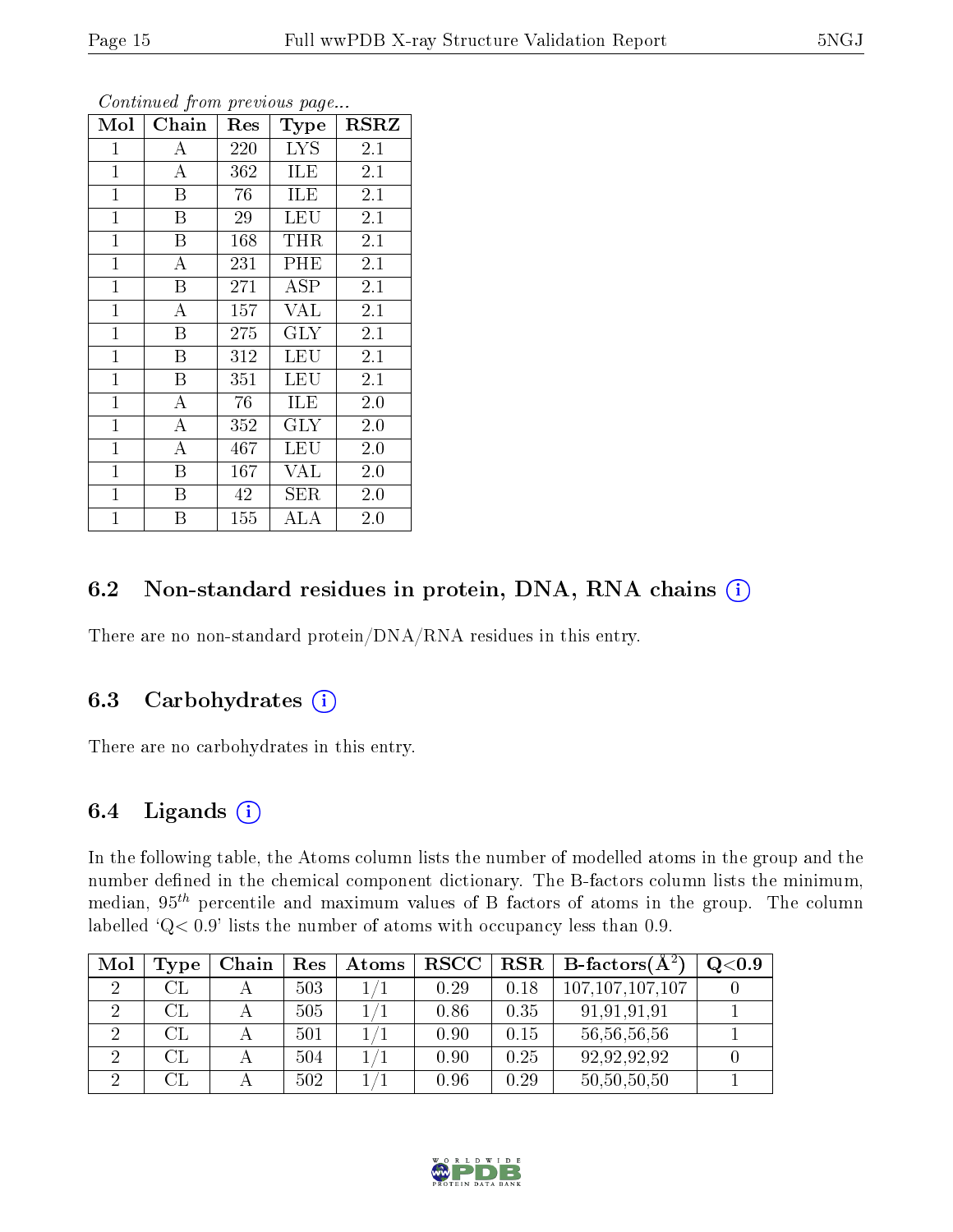*Continued from previous page...*

| Mol | Chain | Res | Type | RSRZ |
|---|---|---|---|---|
| 1 | A | 220 | LYS | 2.1 |
| 1 | A | 362 | ILE | 2.1 |
| 1 | B | 76 | ILE | 2.1 |
| 1 | B | 29 | LEU | 2.1 |
| 1 | B | 168 | THR | 2.1 |
| 1 | A | 231 | PHE | 2.1 |
| 1 | B | 271 | ASP | 2.1 |
| 1 | A | 157 | VAL | 2.1 |
| 1 | B | 275 | GLY | 2.1 |
| 1 | B | 312 | LEU | 2.1 |
| 1 | B | 351 | LEU | 2.1 |
| 1 | A | 76 | ILE | 2.0 |
| 1 | A | 352 | GLY | 2.0 |
| 1 | A | 467 | LEU | 2.0 |
| 1 | B | 167 | VAL | 2.0 |
| 1 | B | 42 | SER | 2.0 |
| 1 | B | 155 | ALA | 2.0 |

## 6.2 Non-standard residues in protein, DNA, RNA chains (i)

There are no non-standard protein/DNA/RNA residues in this entry.

## 6.3 Carbohydrates (i)

There are no carbohydrates in this entry.

## 6.4 Ligands (i)

In the following table, the Atoms column lists the number of modelled atoms in the group and the number defined in the chemical component dictionary. The B-factors column lists the minimum, median, $95^{th}$ percentile and maximum values of B factors of atoms in the group. The column labelled 'Q< 0.9' lists the number of atoms with occupancy less than 0.9.

| Mol | Type | Chain | Res | Atoms | RSCC | RSR | B-factors($Å^2$) | Q<0.9 |
|---|---|---|---|---|---|---|---|---|
| 2 | CL | A | 503 | 1/1 | 0.29 | 0.18 | 107,107,107,107 | 0 |
| 2 | CL | A | 505 | 1/1 | 0.86 | 0.35 | 91,91,91,91 | 1 |
| 2 | CL | A | 501 | 1/1 | 0.90 | 0.15 | 56,56,56,56 | 1 |
| 2 | CL | A | 504 | 1/1 | 0.90 | 0.25 | 92,92,92,92 | 0 |
| 2 | CL | A | 502 | 1/1 | 0.96 | 0.29 | 50,50,50,50 | 1 |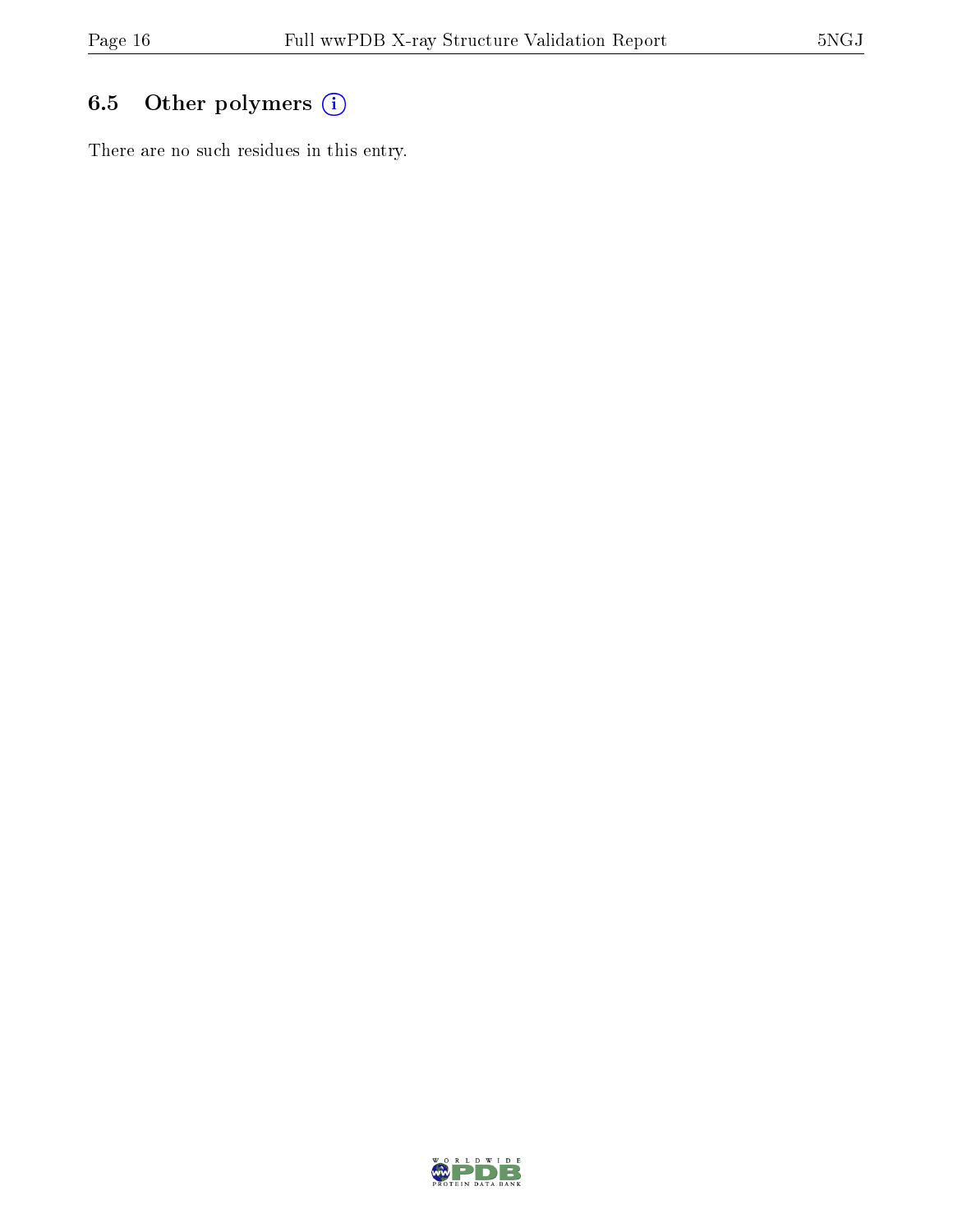### 6.5 Other polymers

There are no such residues in this entry.